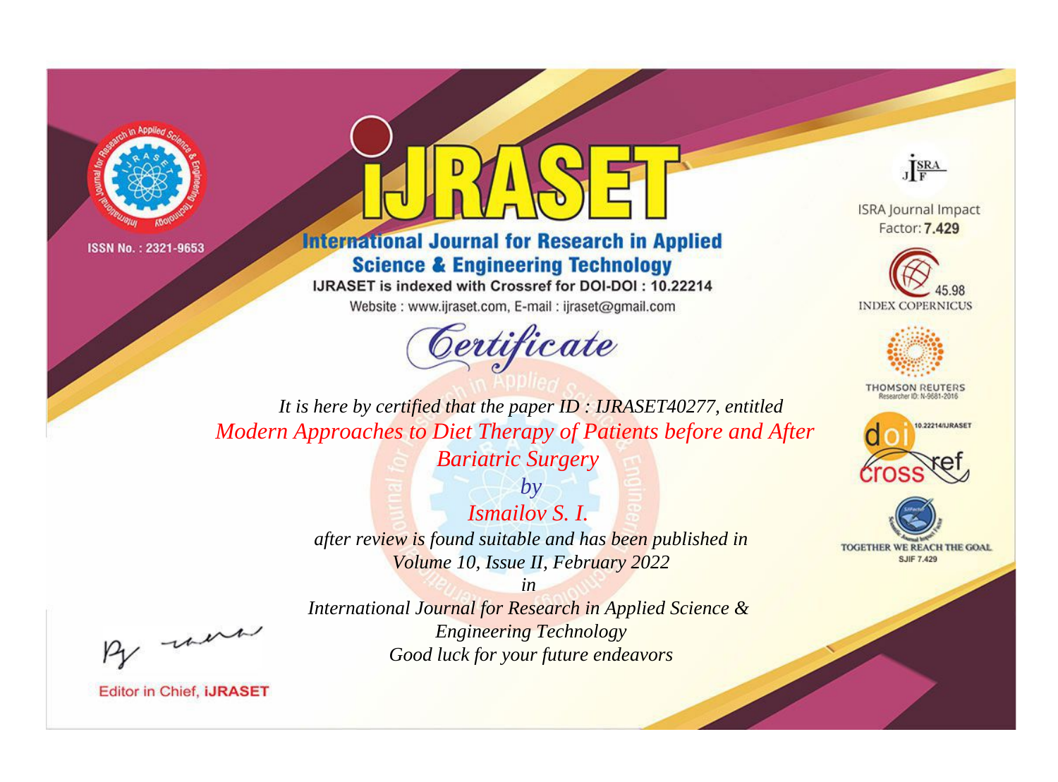ISSN No. : 2321-9653

# IJRASET

## International Journal for Research in Applied Science & Engineering Technology

IJRASET is indexed with Crossref for DOI-DOI : 10.22214

Website : www.ijraset.com, E-mail : ijraset@gmail.com

ISRA Journal Impact Factor: **7.429**

45.98 INDEX COPERNICUS

THOMSON REUTERS Researcher ID: N-9681-2016

10.22214/IJRASET

TOGETHER WE REACH THE GOAL SJIF 7.429

## *Certificate*

*It is here by certified that the paper ID : IJRASET40277, entitled*

*Modern Approaches to Diet Therapy of Patients before and After Bariatric Surgery*

*by*

*Ismailov S. I.*

*after review is found suitable and has been published in Volume 10, Issue II, February 2022*

*in*

*International Journal for Research in Applied Science & Engineering Technology*

*Good luck for your future endeavors*

Editor in Chief, IJRASET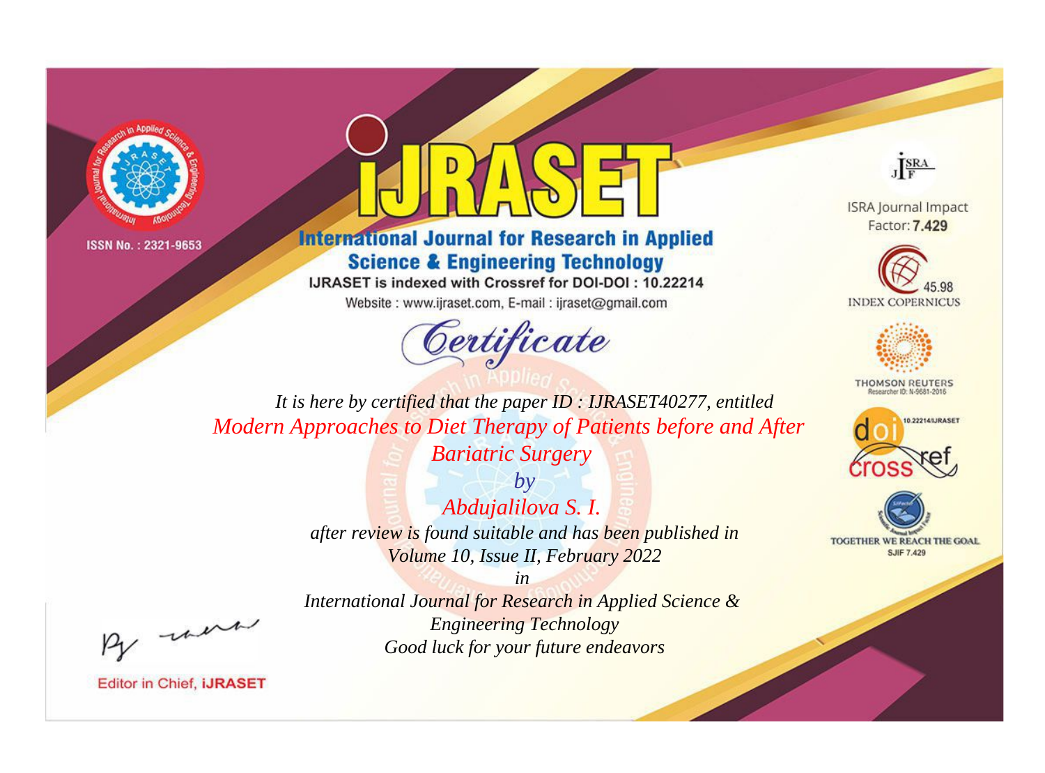ISSN No. : 2321-9653

# iJRASET

## International Journal for Research in Applied Science & Engineering Technology

IJRASET is indexed with Crossref for DOI-DOI : 10.22214

Website : www.ijraset.com, E-mail : ijraset@gmail.com

*Certificate*

*It is here by certified that the paper ID : IJRASET40277, entitled*

*Modern Approaches to Diet Therapy of Patients before and After Bariatric Surgery*

*by*

*Abdujalilova S. I.*

*after review is found suitable and has been published in*

*Volume 10, Issue II, February 2022*

*in*

*International Journal for Research in Applied Science & Engineering Technology*

*Good luck for your future endeavors*

ISRA Journal Impact Factor: **7.429**

45.98 INDEX COPERNICUS

THOMSON REUTERS Researcher ID: N-9681-2016

10.22214/IJRASET

TOGETHER WE REACH THE GOAL SJIF 7.429

Editor in Chief, **iJRASET**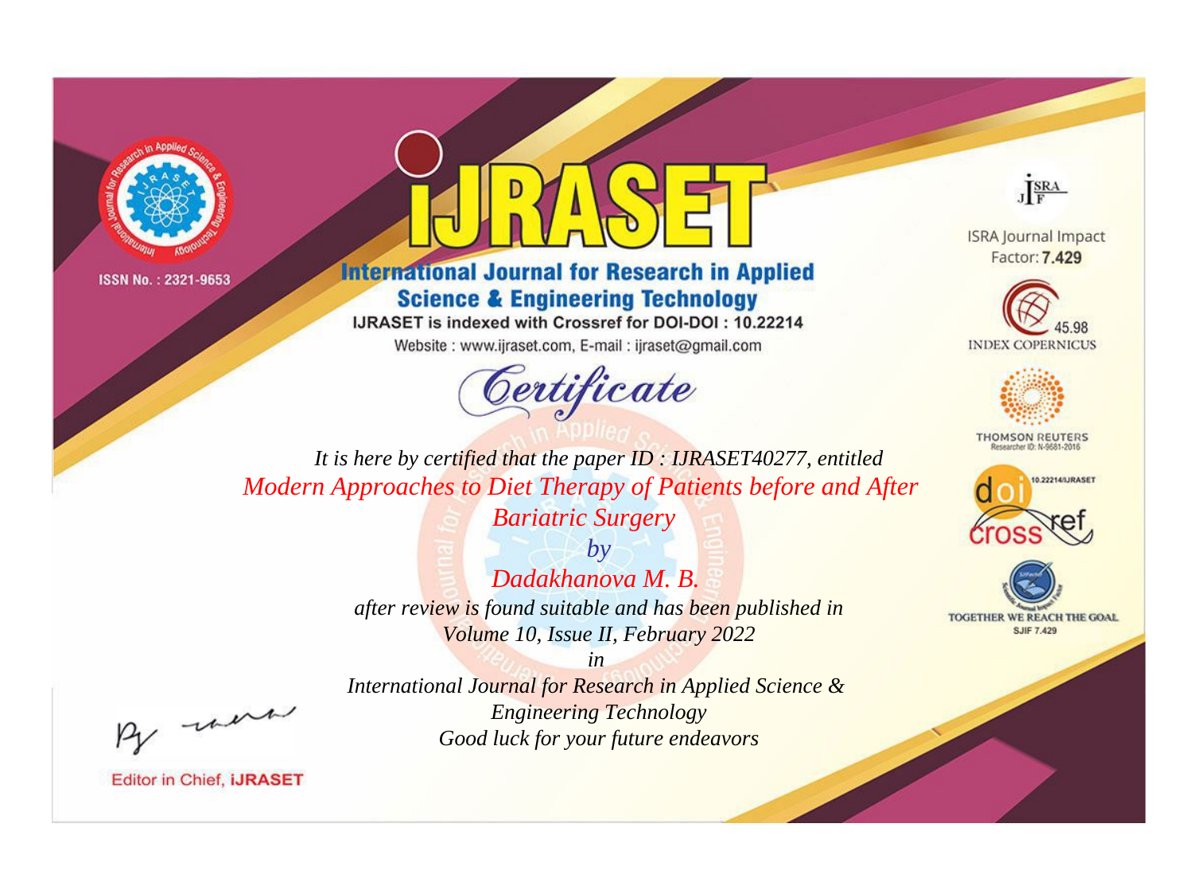ISSN No. : 2321-9653

# iJRASET

## International Journal for Research in Applied Science & Engineering Technology

IJRASET is indexed with Crossref for DOI-DOI : 10.22214

Website : www.ijraset.com, E-mail : ijraset@gmail.com

# Certificate

*It is here by certified that the paper ID : IJRASET40277, entitled*

*Modern Approaches to Diet Therapy of Patients before and After Bariatric Surgery*

*by*

*Dadakhanova M. B.*

*after review is found suitable and has been published in*

*Volume 10, Issue II, February 2022*

*in*

*International Journal for Research in Applied Science & Engineering Technology*

*Good luck for your future endeavors*

ISRA Journal Impact Factor: **7.429**

45.98 INDEX COPERNICUS

THOMSON REUTERS Researcher ID: N-9681-2016

10.22214/IJRASET

TOGETHER WE REACH THE GOAL SJIF 7.429

Editor in Chief, **iJRASET**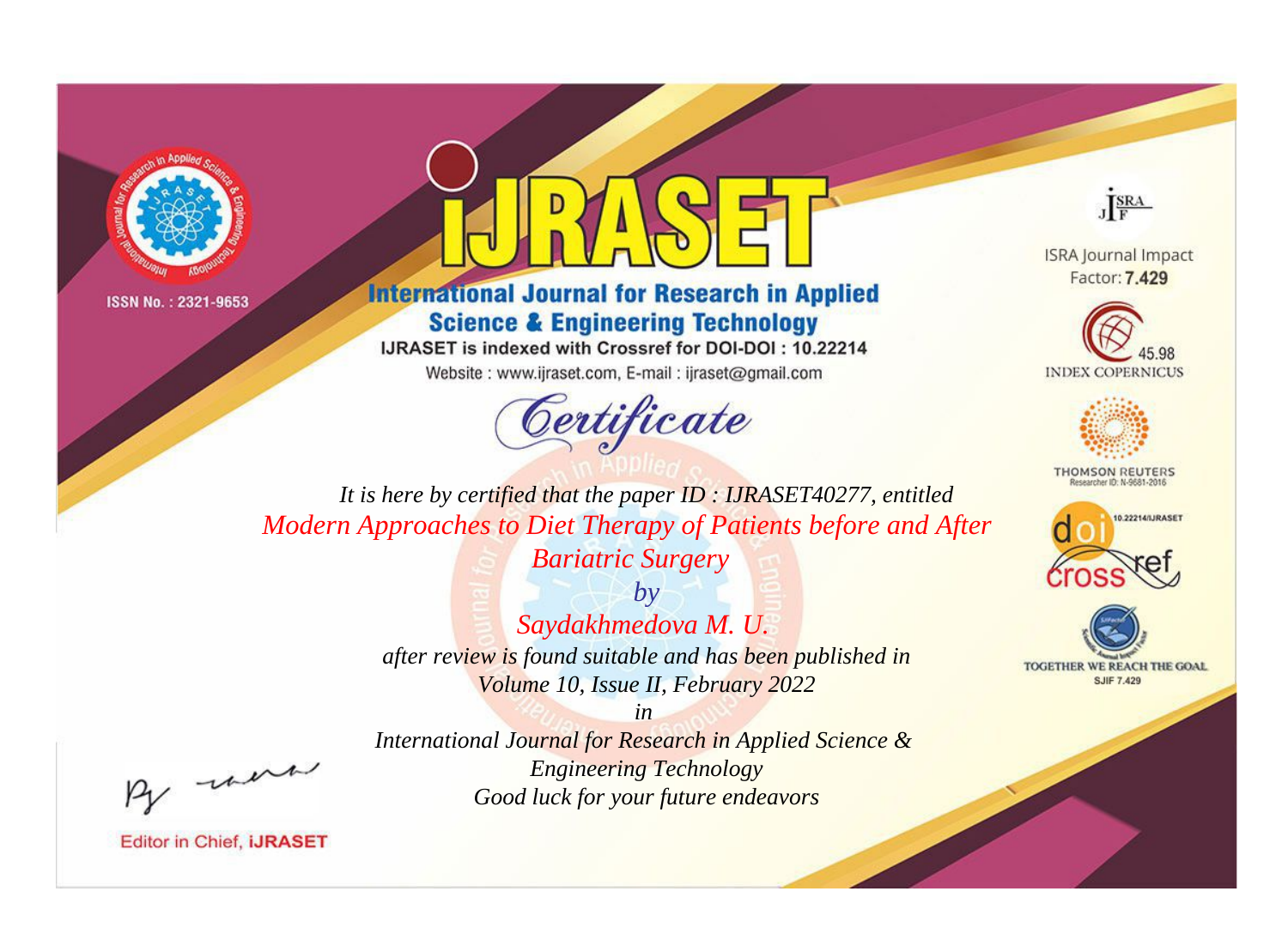ISSN No. : 2321-9653

# IJRASET

## International Journal for Research in Applied Science & Engineering Technology

IJRASET is indexed with Crossref for DOI-DOI : 10.22214

Website : www.ijraset.com, E-mail : ijraset@gmail.com

*Certificate*

*It is here by certified that the paper ID : IJRASET40277, entitled*

*Modern Approaches to Diet Therapy of Patients before and After Bariatric Surgery*

*by*

*Saydakhmedova M. U.*

*after review is found suitable and has been published in*

*Volume 10, Issue II, February 2022*

*in*

*International Journal for Research in Applied Science & Engineering Technology*

*Good luck for your future endeavors*

ISRA Journal Impact Factor: **7.429**

45.98 INDEX COPERNICUS

THOMSON REUTERS Researcher ID: N-9681-2016

10.22214/IJRASET

TOGETHER WE REACH THE GOAL SJIF 7.429

Editor in Chief, **iJRASET**